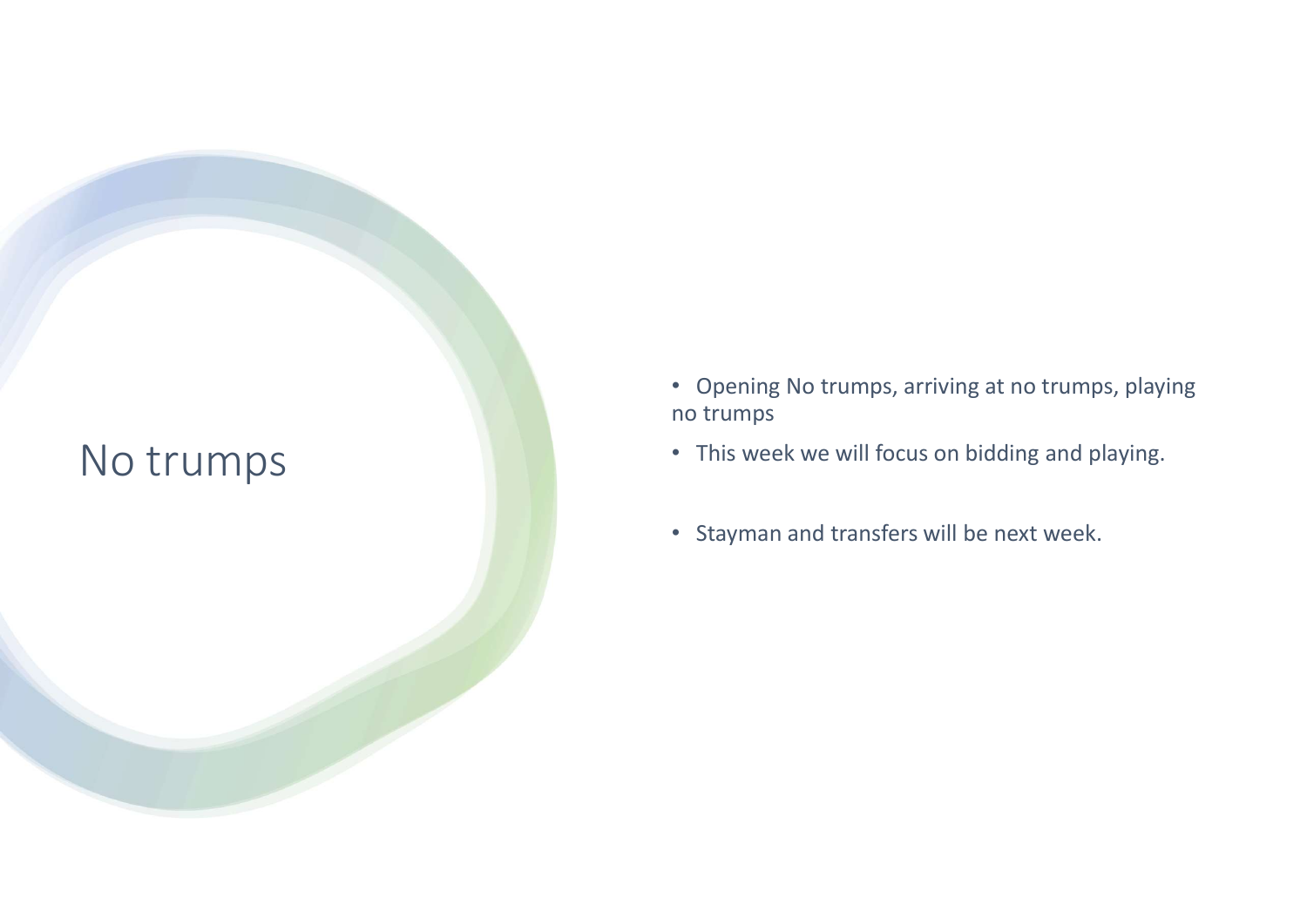# No trumps

- Opening No trumps, arriving at no trumps, playing no trumps
- This week we will focus on bidding and playing.
- Stayman and transfers will be next week.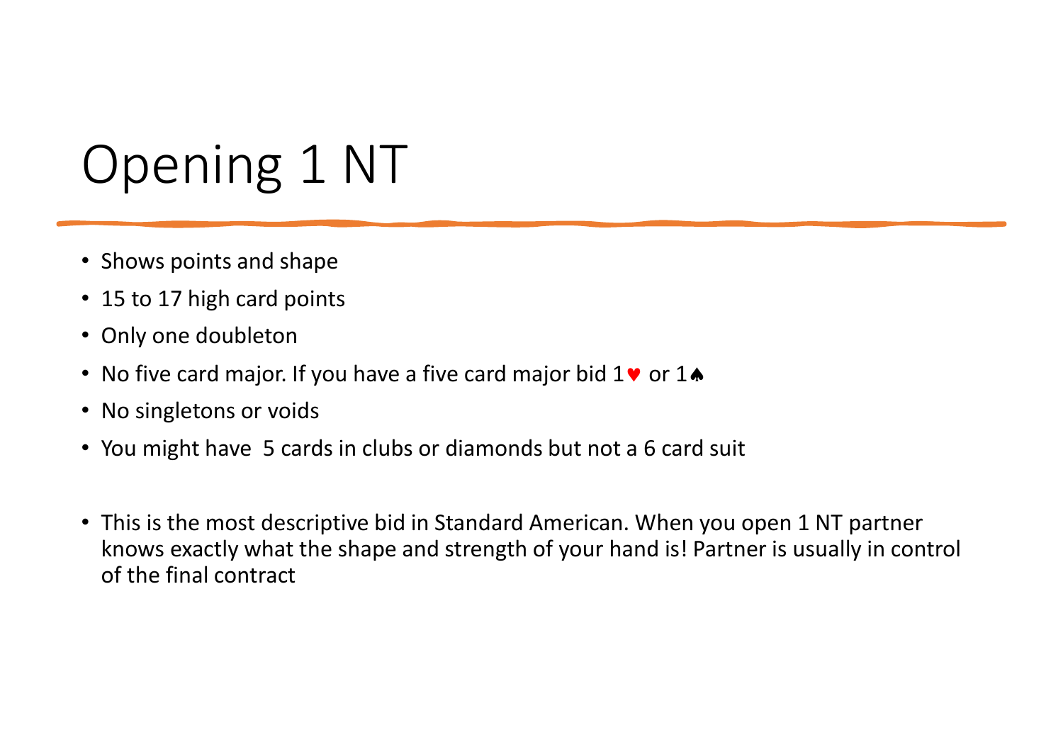# Opening 1 NT

- Shows points and shape
- 15 to 17 high card points
- Only one doubleton
- No five card major. If you have a five card major bid 1♥ or 1♠
- No singletons or voids
- You might have  5 cards in clubs or diamonds but not a 6 card suit

- This is the most descriptive bid in Standard American. When you open 1 NT partner knows exactly what the shape and strength of your hand is! Partner is usually in control of the final contract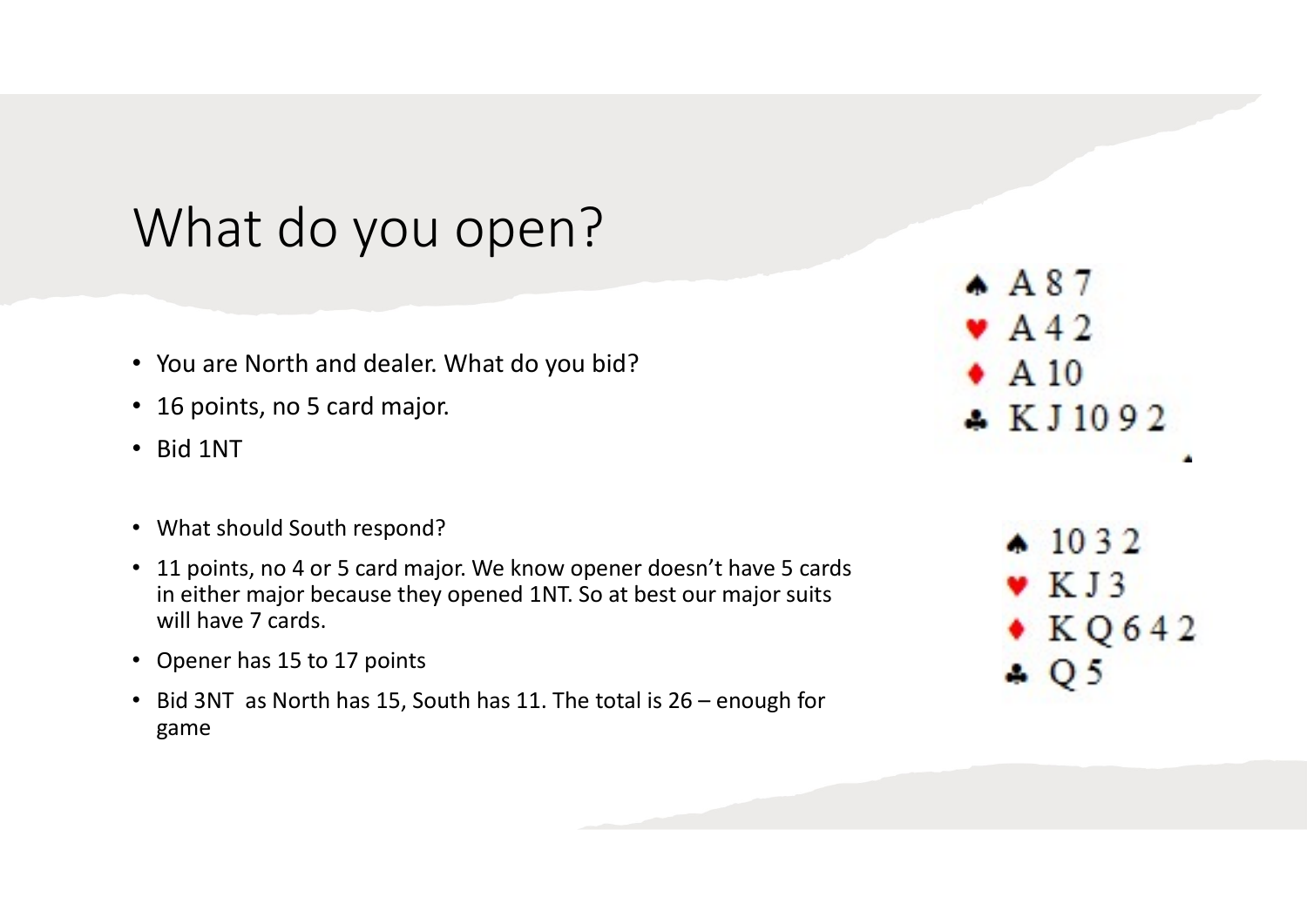# What do you open?

- You are North and dealer. What do you bid?
- 16 points, no 5 card major.
- Bid 1NT

- What should South respond?
- 11 points, no 4 or 5 card major. We know opener doesn't have 5 cards in either major because they opened 1NT. So at best our major suits will have 7 cards.
- Opener has 15 to 17 points
- Bid 3NT as North has 15, South has 11. The total is 26 – enough for game

♠ A 8 7
♥ A 4 2
♦ A 10
♣ K J 10 9 2

♠ 10 3 2
♥ K J 3
♦ K Q 6 4 2
♣ Q 5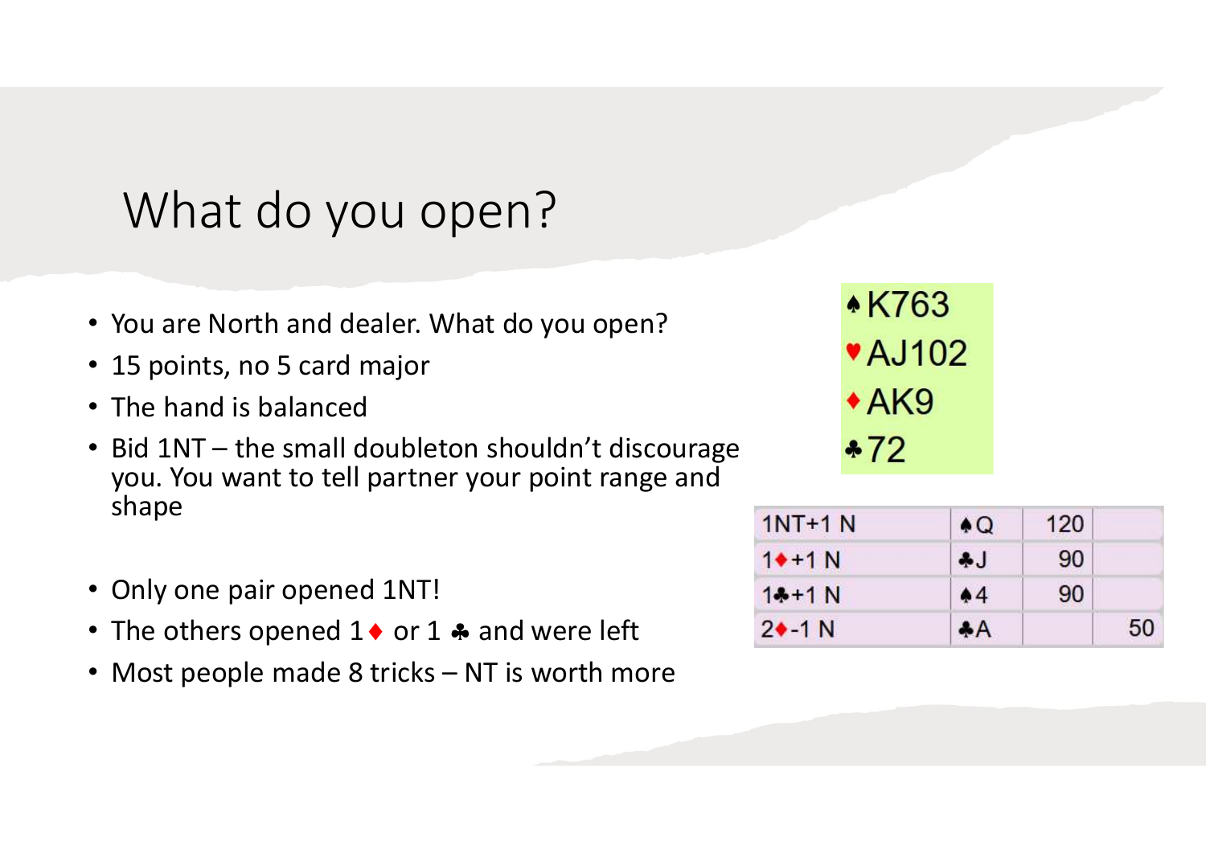# What do you open?

- You are North and dealer. What do you open?
- 15 points, no 5 card major
- The hand is balanced
- Bid 1NT – the small doubleton shouldn't discourage you. You want to tell partner your point range and shape

- Only one pair opened 1NT!
- The others opened 1♦ or 1 ♣ and were left
- Most people made 8 tricks – NT is worth more

♠K763
♥AJ102
♦AK9
♣72

| Contract | Lead | N/S | E/W |
|---|---|---|---|
| 1NT+1 N | ♠Q | 120 | |
| 1♦+1 N | ♣J | 90 | |
| 1♣+1 N | ♠4 | 90 | |
| 2♦-1 N | ♣A | | 50 |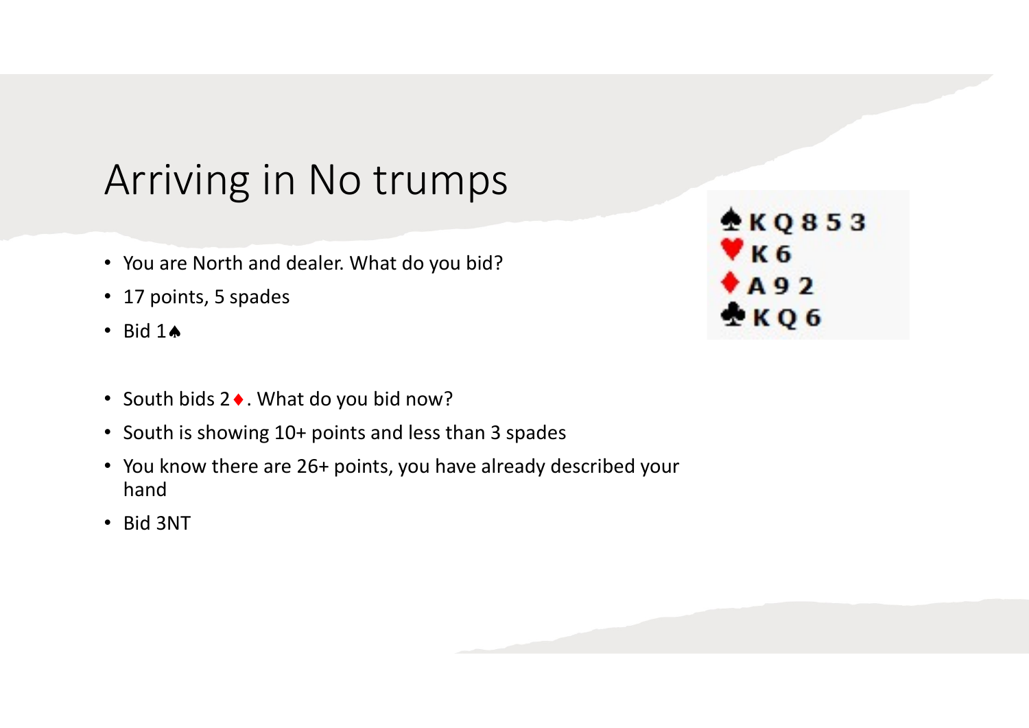# Arriving in No trumps

- You are North and dealer. What do you bid?
- 17 points, 5 spades
- Bid 1♠

- South bids 2♦. What do you bid now?
- South is showing 10+ points and less than 3 spades
- You know there are 26+ points, you have already described your hand
- Bid 3NT

♠ K Q 8 5 3
♥ K 6
♦ A 9 2
♣ K Q 6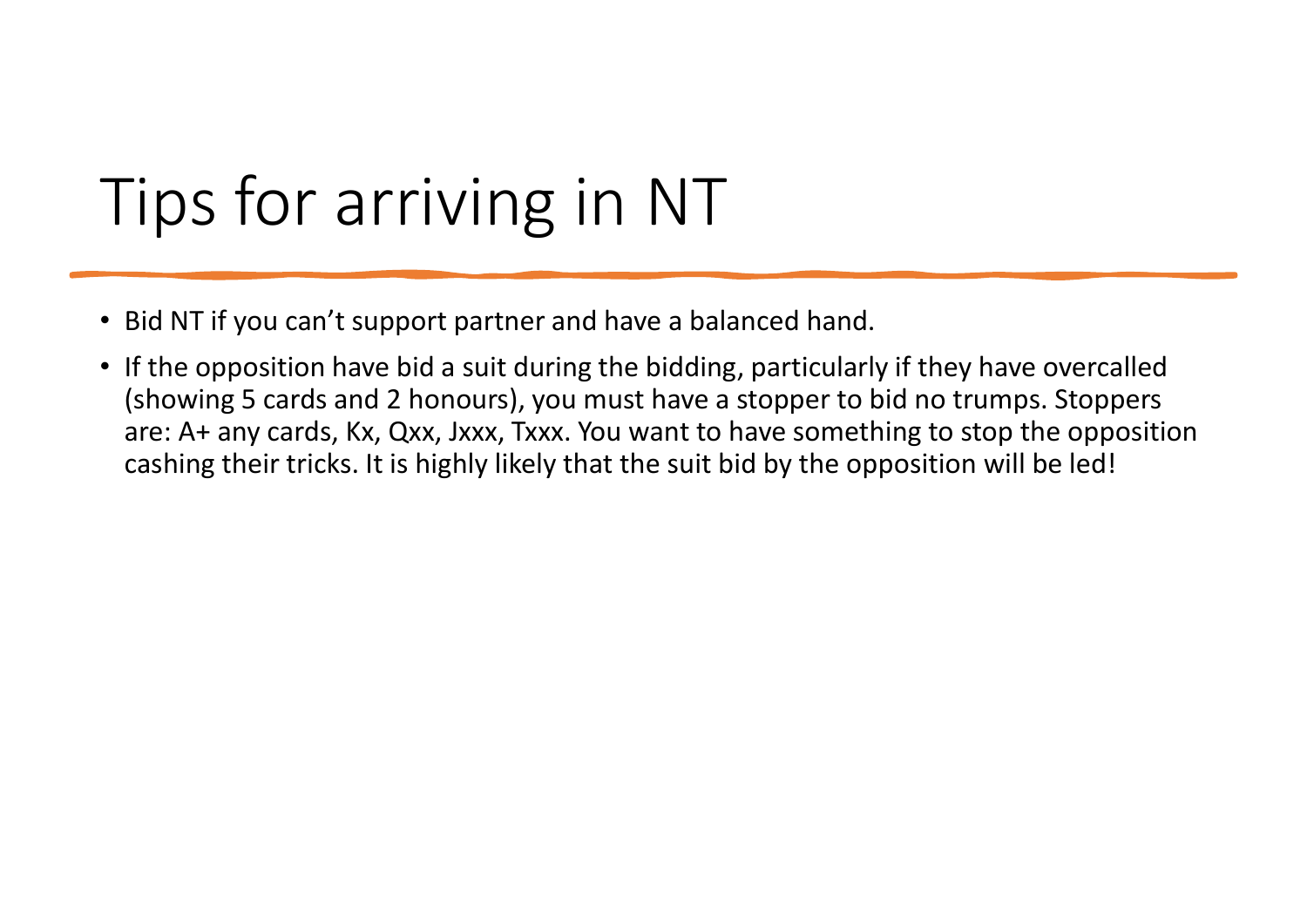# Tips for arriving in NT

- Bid NT if you can't support partner and have a balanced hand.
- If the opposition have bid a suit during the bidding, particularly if they have overcalled (showing 5 cards and 2 honours), you must have a stopper to bid no trumps. Stoppers are: A+ any cards, Kx, Qxx, Jxxx, Txxx. You want to have something to stop the opposition cashing their tricks. It is highly likely that the suit bid by the opposition will be led!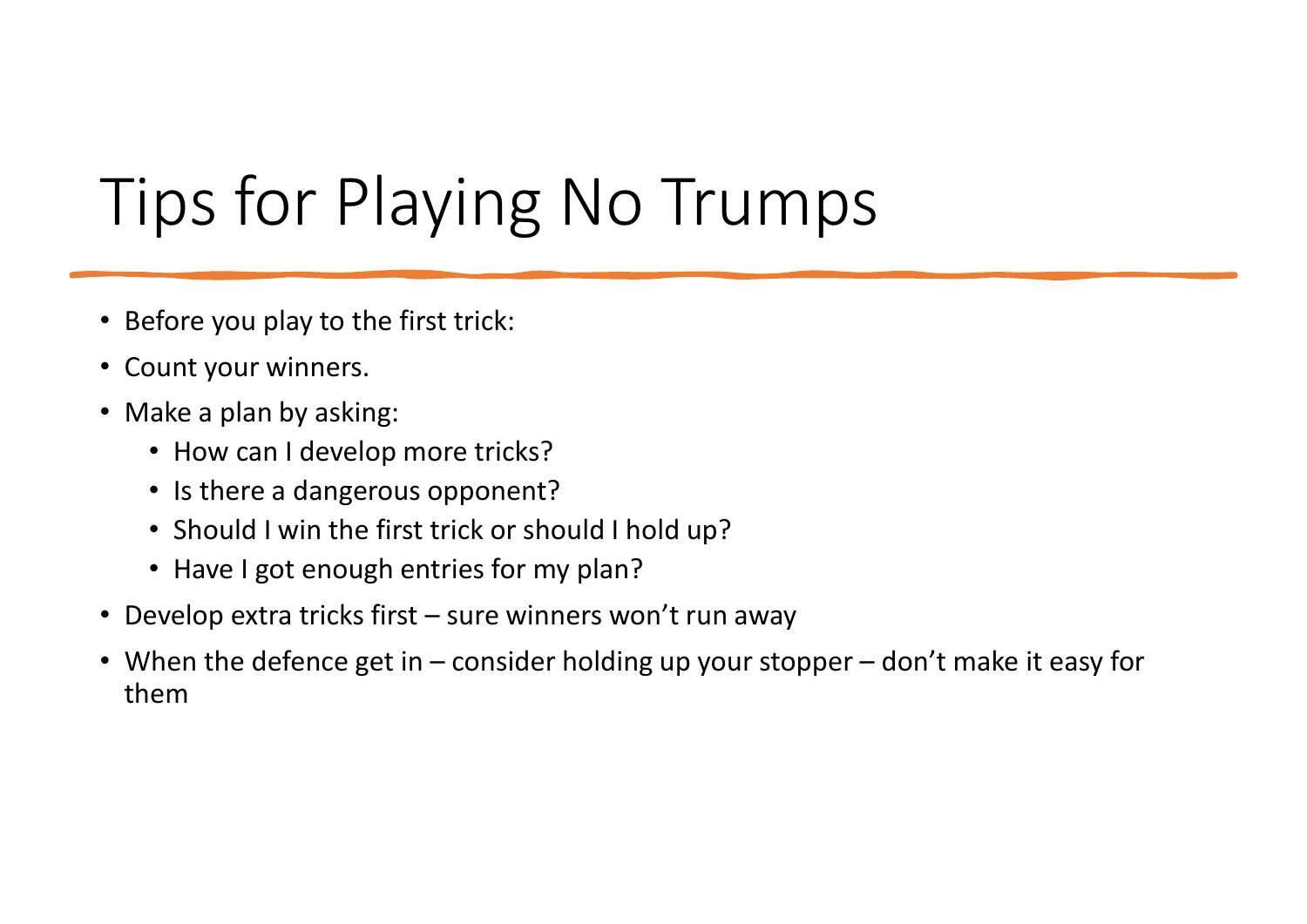# Tips for Playing No Trumps

- Before you play to the first trick:
- Count your winners.
- Make a plan by asking:
  - How can I develop more tricks?
  - Is there a dangerous opponent?
  - Should I win the first trick or should I hold up?
  - Have I got enough entries for my plan?
- Develop extra tricks first – sure winners won't run away
- When the defence get in – consider holding up your stopper – don't make it easy for them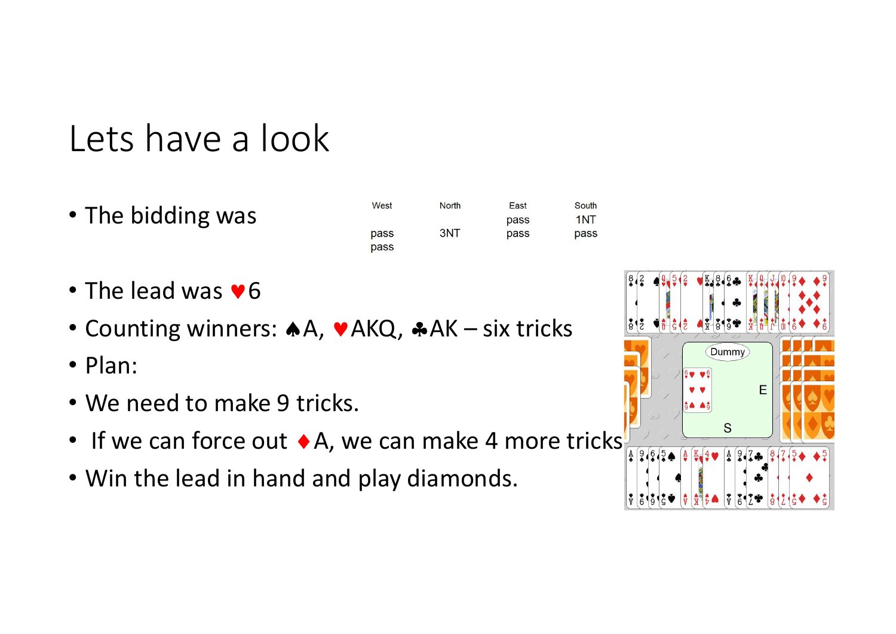# Lets have a look

- The bidding was

| West | North | East | South |
|---|---|---|---|
| | | pass | 1NT |
| pass | 3NT | pass | pass |
| pass | | | |

- The lead was ♥6
- Counting winners: ♠A, ♥AKQ, ♣AK – six tricks
- Plan:
- We need to make 9 tricks.
- If we can force out ♦A, we can make 4 more tricks
- Win the lead in hand and play diamonds.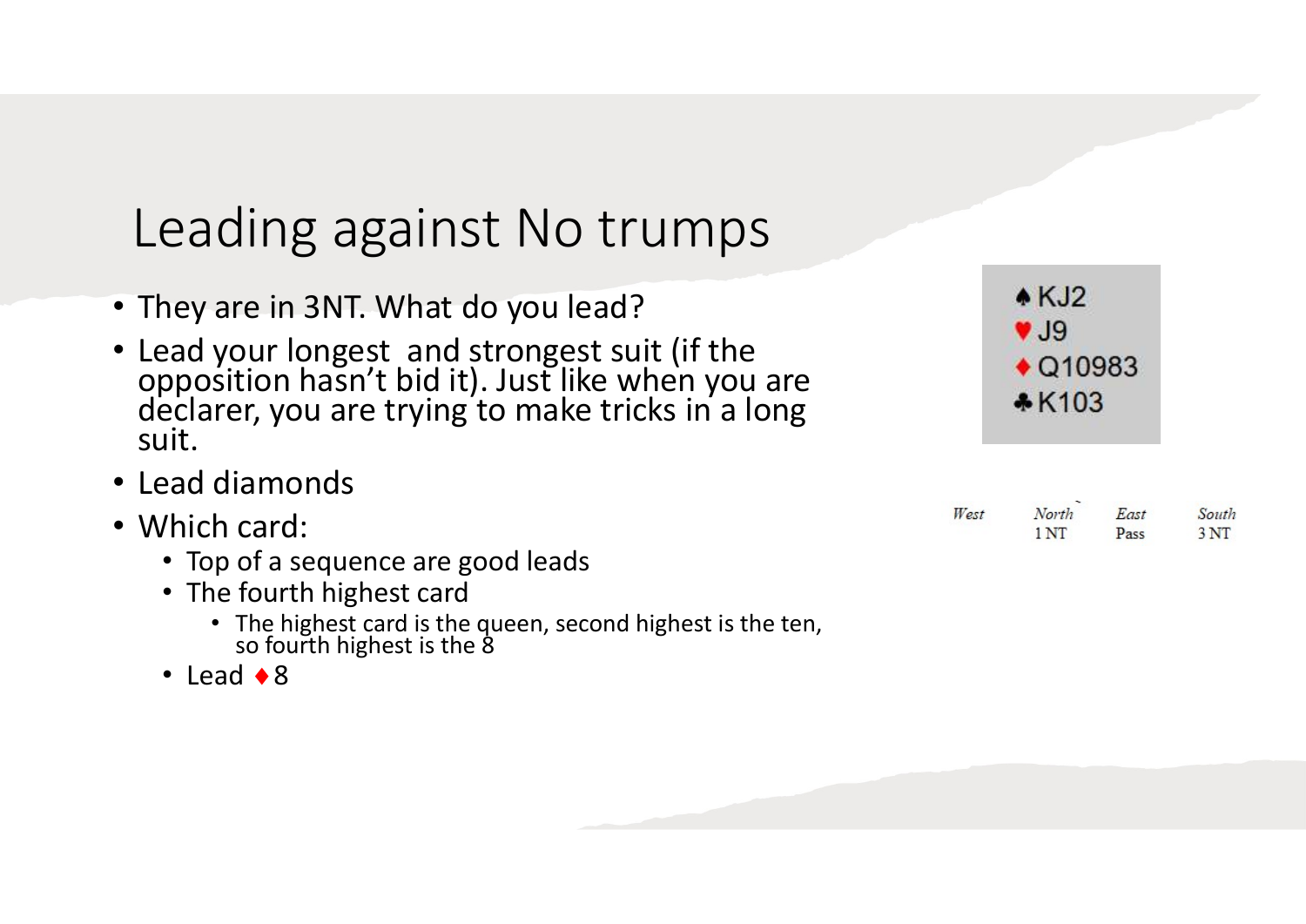# Leading against No trumps

- They are in 3NT. What do you lead?
- Lead your longest and strongest suit (if the opposition hasn't bid it). Just like when you are declarer, you are trying to make tricks in a long suit.
- Lead diamonds
- Which card:
  - Top of a sequence are good leads
  - The fourth highest card
    - The highest card is the queen, second highest is the ten, so fourth highest is the 8
  - Lead ♦8

♠KJ2
♥J9
♦Q10983
♣K103

| West | North | East | South |
|---|---|---|---|
| | 1 NT | Pass | 3 NT |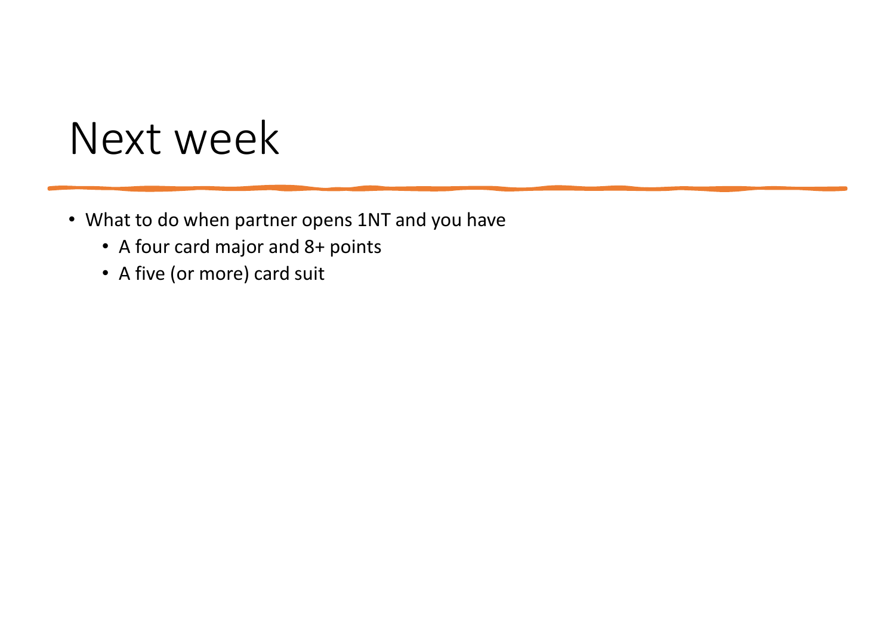# Next week

- What to do when partner opens 1NT and you have
  - A four card major and 8+ points
  - A five (or more) card suit